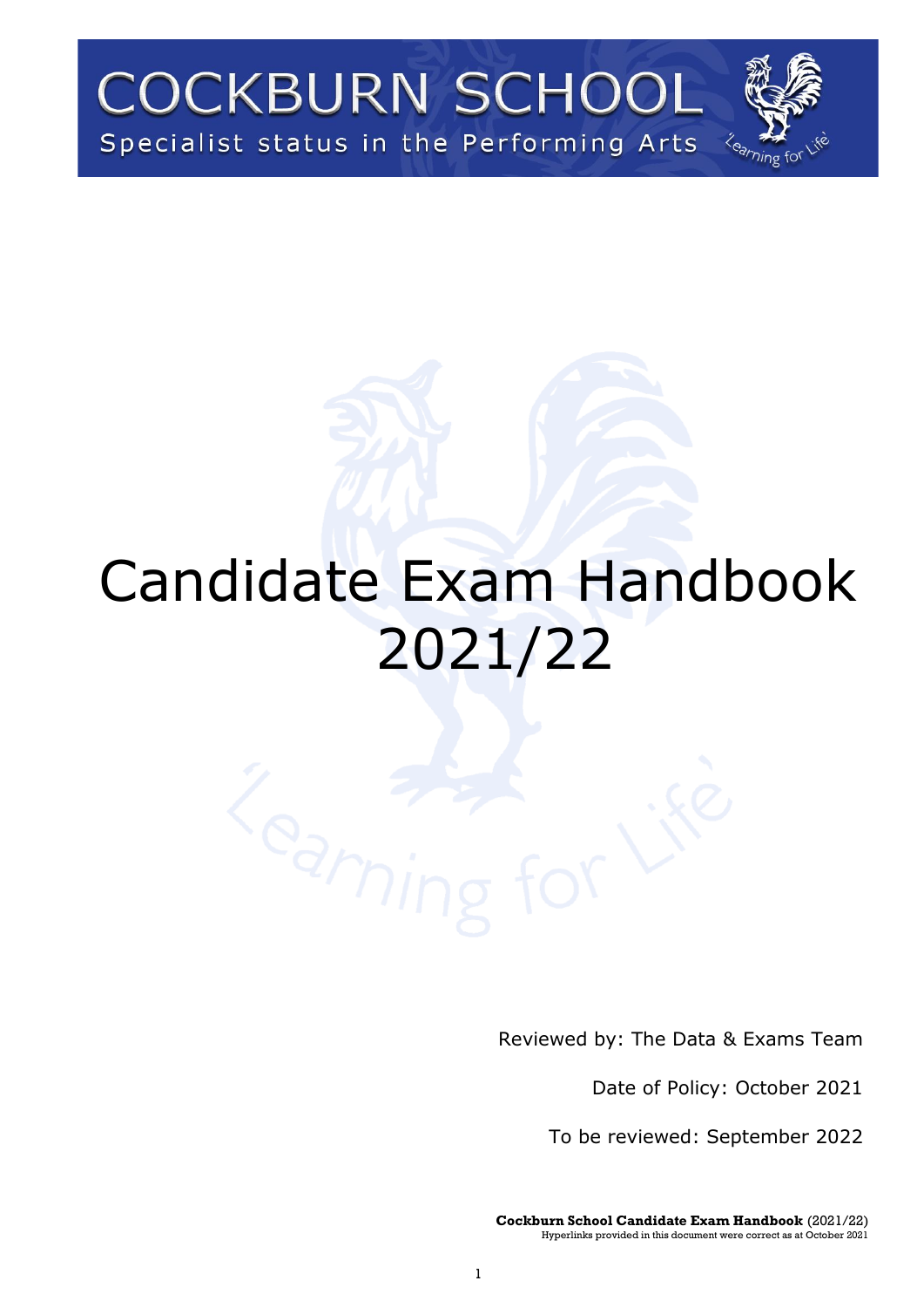COCKBURN SCHOOL

Specialist status in the Performing Arts

'Learning for Life'

# Candidate Exam Handbook 2021/22

Reviewed by: The Data & Exams Team

Date of Policy: October 2021

To be reviewed: September 2022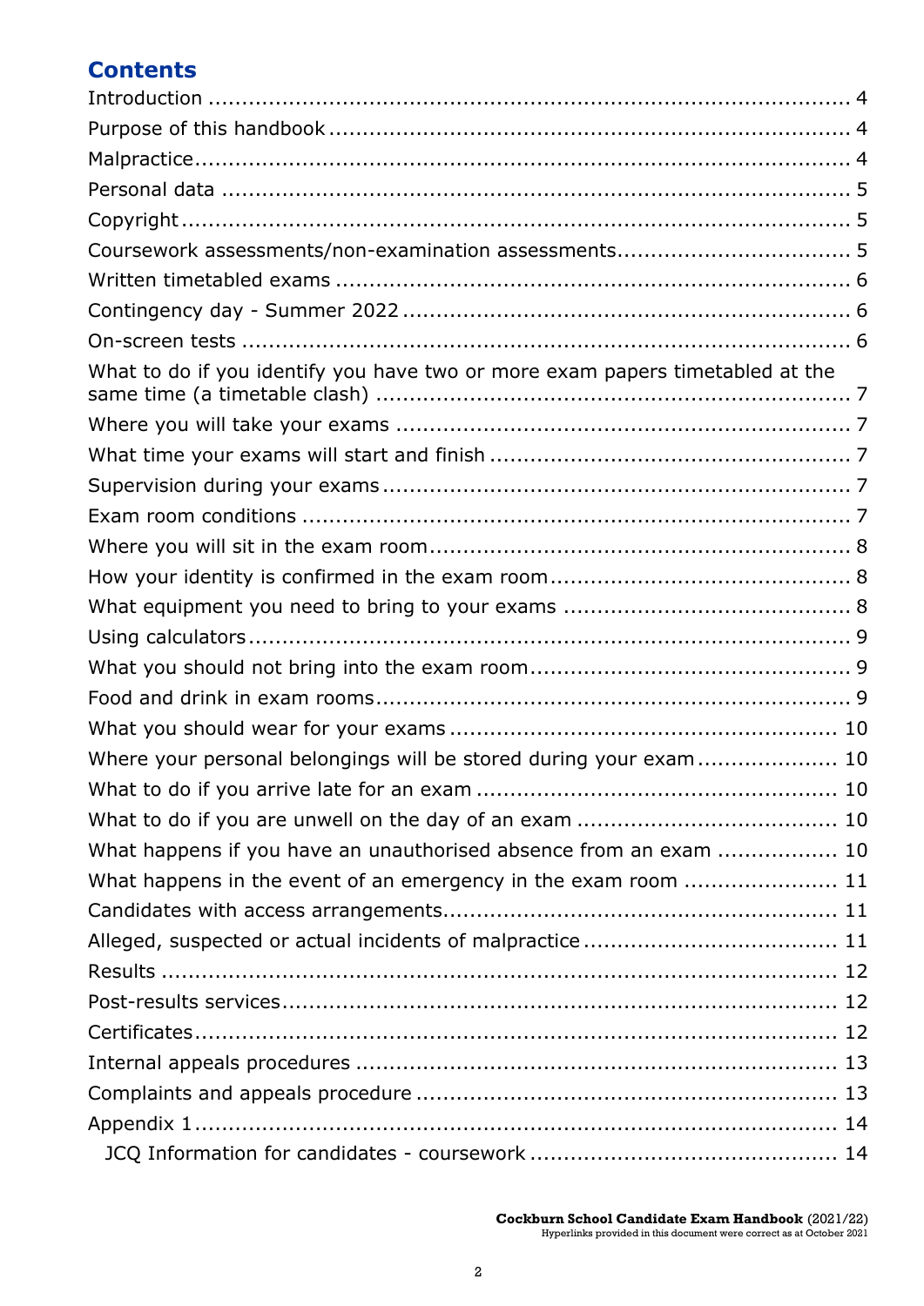## Contents

Introduction ........................................................................................ 4
Purpose of this handbook ........................................................................ 4
Malpractice.......................................................................................... 4
Personal data ...................................................................................... 5
Copyright ............................................................................................ 5
Coursework assessments/non-examination assessments.................................. 5
Written timetabled exams ........................................................................ 6
Contingency day - Summer 2022 ................................................................ 6
On-screen tests .................................................................................... 6
What to do if you identify you have two or more exam papers timetabled at the same time (a timetable clash) ..................................................................... 7
Where you will take your exams ................................................................ 7
What time your exams will start and finish .................................................. 7
Supervision during your exams .................................................................. 7
Exam room conditions ............................................................................ 7
Where you will sit in the exam room............................................................ 8
How your identity is confirmed in the exam room........................................... 8
What equipment you need to bring to your exams ......................................... 8
Using calculators.................................................................................... 9
What you should not bring into the exam room.............................................. 9
Food and drink in exam rooms.................................................................... 9
What you should wear for your exams ........................................................ 10
Where your personal belongings will be stored during your exam..................... 10
What to do if you arrive late for an exam .................................................... 10
What to do if you are unwell on the day of an exam ...................................... 10
What happens if you have an unauthorised absence from an exam ................. 10
What happens in the event of an emergency in the exam room ....................... 11
Candidates with access arrangements......................................................... 11
Alleged, suspected or actual incidents of malpractice ..................................... 11
Results ............................................................................................... 12
Post-results services................................................................................ 12
Certificates........................................................................................... 12
Internal appeals procedures ..................................................................... 13
Complaints and appeals procedure ............................................................ 13
Appendix 1 ......................................................................................... 14
JCQ Information for candidates - coursework ............................................. 14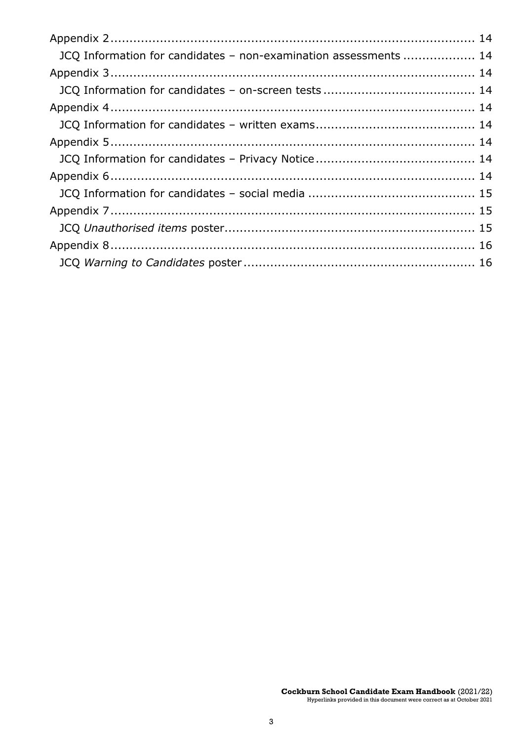Appendix 2 ........................................................................................ 14

JCQ Information for candidates – non-examination assessments .................. 14

Appendix 3 ........................................................................................ 14

JCQ Information for candidates – on-screen tests ....................................... 14

Appendix 4 ........................................................................................ 14

JCQ Information for candidates – written exams......................................... 14

Appendix 5 ........................................................................................ 14

JCQ Information for candidates – Privacy Notice......................................... 14

Appendix 6 ........................................................................................ 14

JCQ Information for candidates – social media ........................................... 15

Appendix 7 ........................................................................................ 15

JCQ *Unauthorised items* poster................................................................ 15

Appendix 8 ........................................................................................ 16

JCQ *Warning to Candidates* poster ........................................................... 16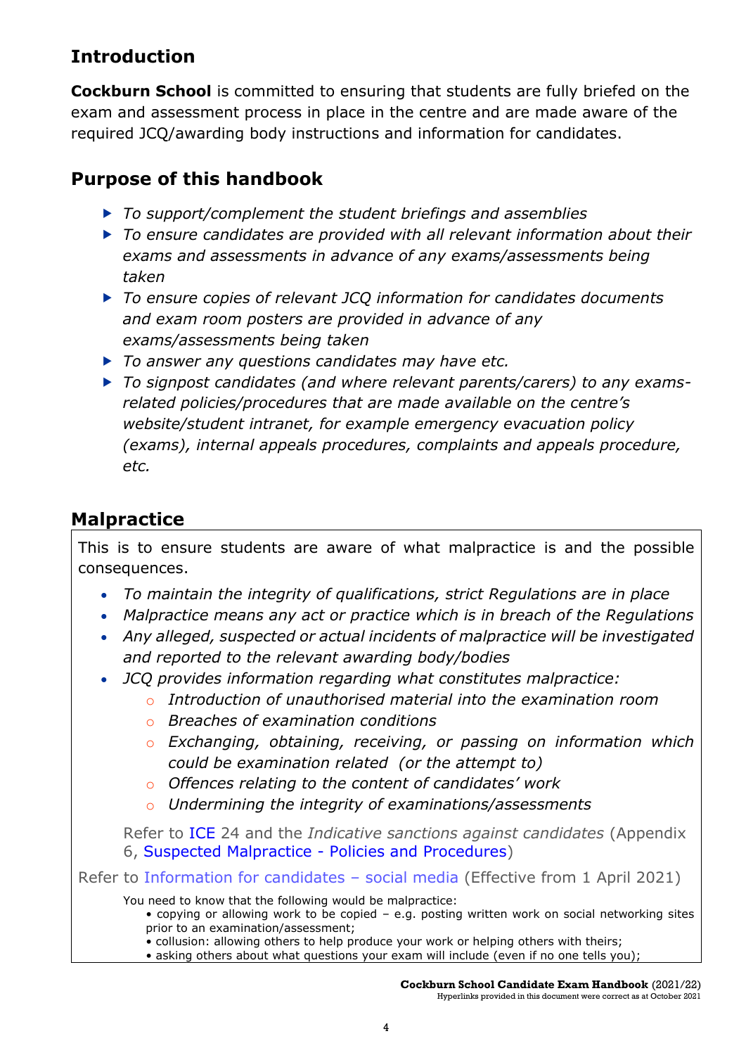## Introduction

**Cockburn School** is committed to ensuring that students are fully briefed on the exam and assessment process in place in the centre and are made aware of the required JCQ/awarding body instructions and information for candidates.

## Purpose of this handbook

- *To support/complement the student briefings and assemblies*
- *To ensure candidates are provided with all relevant information about their exams and assessments in advance of any exams/assessments being taken*
- *To ensure copies of relevant JCQ information for candidates documents and exam room posters are provided in advance of any exams/assessments being taken*
- *To answer any questions candidates may have etc.*
- *To signpost candidates (and where relevant parents/carers) to any exams-related policies/procedures that are made available on the centre's website/student intranet, for example emergency evacuation policy (exams), internal appeals procedures, complaints and appeals procedure, etc.*

## Malpractice

This is to ensure students are aware of what malpractice is and the possible consequences.

- *To maintain the integrity of qualifications, strict Regulations are in place*
- *Malpractice means any act or practice which is in breach of the Regulations*
- *Any alleged, suspected or actual incidents of malpractice will be investigated and reported to the relevant awarding body/bodies*
- *JCQ provides information regarding what constitutes malpractice:*
  - *Introduction of unauthorised material into the examination room*
  - *Breaches of examination conditions*
  - *Exchanging, obtaining, receiving, or passing on information which could be examination related (or the attempt to)*
  - *Offences relating to the content of candidates' work*
  - *Undermining the integrity of examinations/assessments*

  Refer to ICE 24 and the *Indicative sanctions against candidates* (Appendix 6, Suspected Malpractice - Policies and Procedures)

Refer to Information for candidates – social media (Effective from 1 April 2021)

You need to know that the following would be malpractice:
- copying or allowing work to be copied – e.g. posting written work on social networking sites prior to an examination/assessment;
- collusion: allowing others to help produce your work or helping others with theirs;
- asking others about what questions your exam will include (even if no one tells you);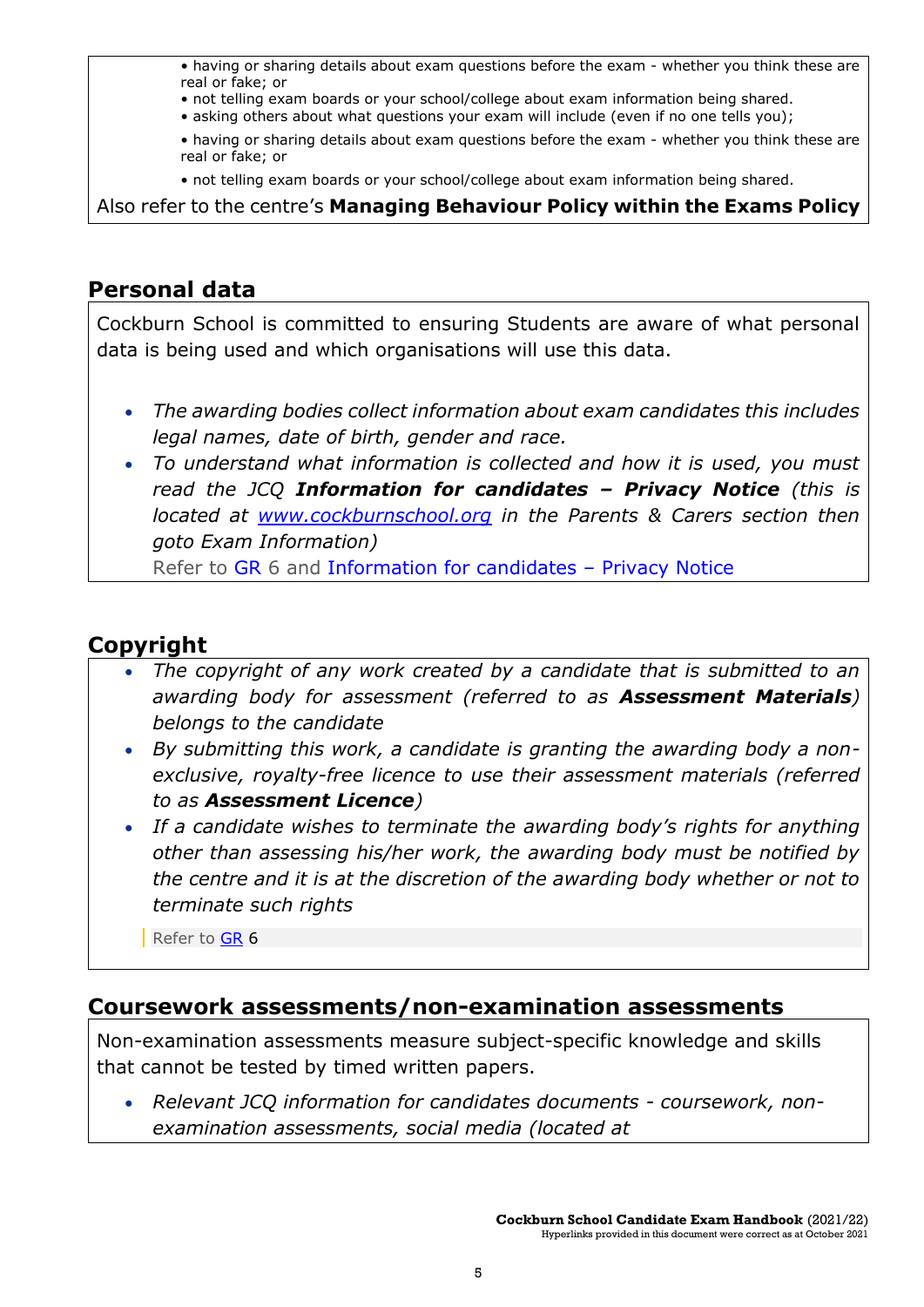- having or sharing details about exam questions before the exam - whether you think these are real or fake; or
- not telling exam boards or your school/college about exam information being shared.
- asking others about what questions your exam will include (even if no one tells you);
- having or sharing details about exam questions before the exam - whether you think these are real or fake; or
- not telling exam boards or your school/college about exam information being shared.

Also refer to the centre's **Managing Behaviour Policy within the Exams Policy**

## Personal data

Cockburn School is committed to ensuring Students are aware of what personal data is being used and which organisations will use this data.

- *The awarding bodies collect information about exam candidates this includes legal names, date of birth, gender and race.*
- *To understand what information is collected and how it is used, you must read the JCQ* ***Information for candidates – Privacy Notice*** *(this is located at [www.cockburnschool.org](www.cockburnschool.org) in the Parents & Carers section then goto Exam Information)*

  Refer to GR 6 and Information for candidates – Privacy Notice

## Copyright

- *The copyright of any work created by a candidate that is submitted to an awarding body for assessment (referred to as* ***Assessment Materials****) belongs to the candidate*
- *By submitting this work, a candidate is granting the awarding body a non-exclusive, royalty-free licence to use their assessment materials (referred to as* ***Assessment Licence****)*
- *If a candidate wishes to terminate the awarding body's rights for anything other than assessing his/her work, the awarding body must be notified by the centre and it is at the discretion of the awarding body whether or not to terminate such rights*

  Refer to GR 6

## Coursework assessments/non-examination assessments

Non-examination assessments measure subject-specific knowledge and skills that cannot be tested by timed written papers.

- *Relevant JCQ information for candidates documents - coursework, non-examination assessments, social media (located at*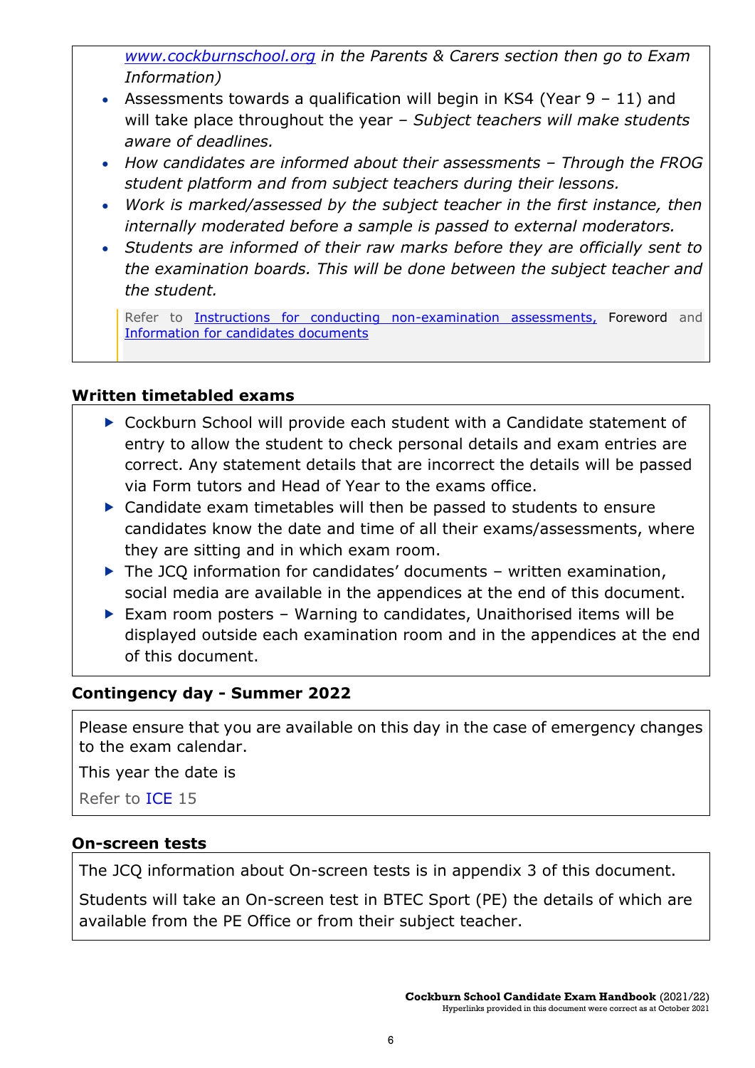*www.cockburnschool.org in the Parents & Carers section then go to Exam Information)*

- Assessments towards a qualification will begin in KS4 (Year 9 – 11) and will take place throughout the year – *Subject teachers will make students aware of deadlines.*
- *How candidates are informed about their assessments – Through the FROG student platform and from subject teachers during their lessons.*
- *Work is marked/assessed by the subject teacher in the first instance, then internally moderated before a sample is passed to external moderators.*
- *Students are informed of their raw marks before they are officially sent to the examination boards. This will be done between the subject teacher and the student.*

> Refer to Instructions for conducting non-examination assessments, Foreword and Information for candidates documents

### Written timetabled exams

- Cockburn School will provide each student with a Candidate statement of entry to allow the student to check personal details and exam entries are correct. Any statement details that are incorrect the details will be passed via Form tutors and Head of Year to the exams office.
- Candidate exam timetables will then be passed to students to ensure candidates know the date and time of all their exams/assessments, where they are sitting and in which exam room.
- The JCQ information for candidates' documents – written examination, social media are available in the appendices at the end of this document.
- Exam room posters – Warning to candidates, Unaithorised items will be displayed outside each examination room and in the appendices at the end of this document.

### Contingency day - Summer 2022

Please ensure that you are available on this day in the case of emergency changes to the exam calendar.

This year the date is

Refer to ICE 15

### On-screen tests

The JCQ information about On-screen tests is in appendix 3 of this document.

Students will take an On-screen test in BTEC Sport (PE) the details of which are available from the PE Office or from their subject teacher.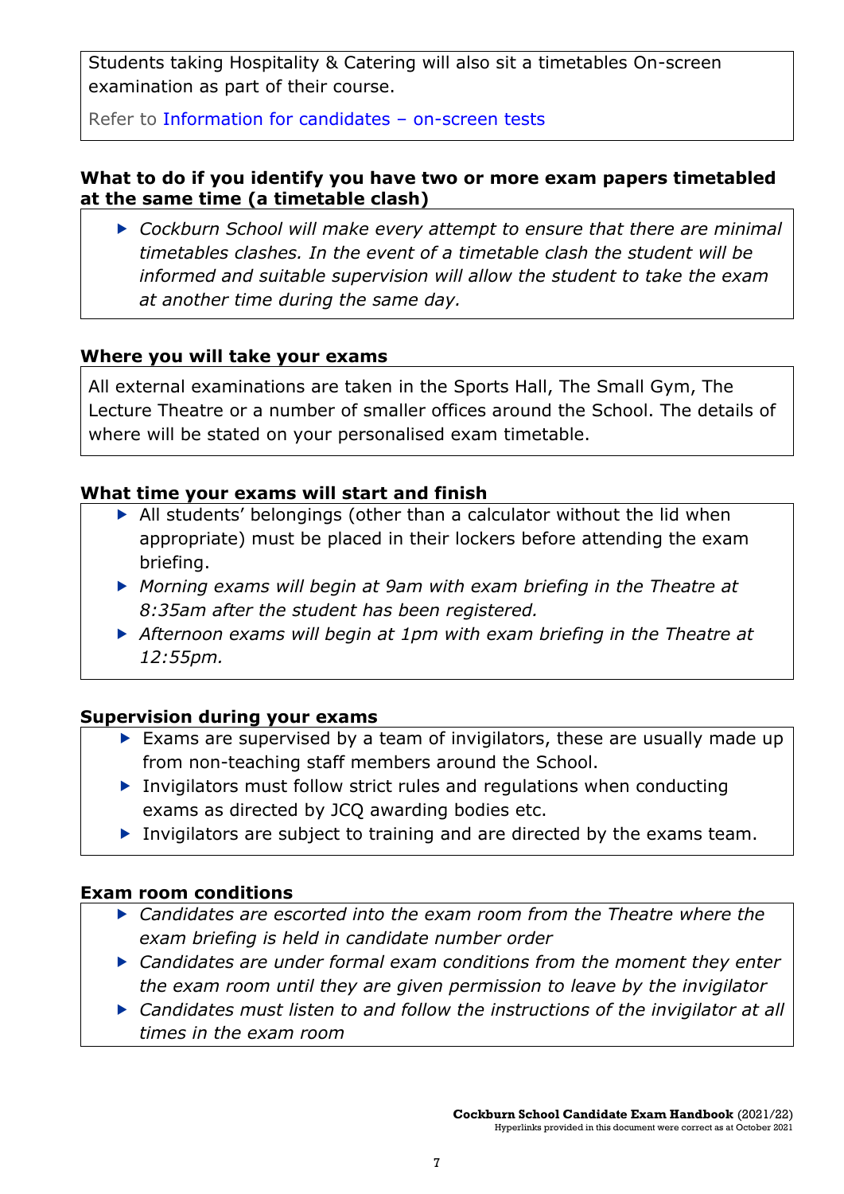Students taking Hospitality & Catering will also sit a timetables On-screen examination as part of their course.

Refer to Information for candidates – on-screen tests

### What to do if you identify you have two or more exam papers timetabled at the same time (a timetable clash)

- *Cockburn School will make every attempt to ensure that there are minimal timetables clashes. In the event of a timetable clash the student will be informed and suitable supervision will allow the student to take the exam at another time during the same day.*

### Where you will take your exams

All external examinations are taken in the Sports Hall, The Small Gym, The Lecture Theatre or a number of smaller offices around the School. The details of where will be stated on your personalised exam timetable.

### What time your exams will start and finish

- All students' belongings (other than a calculator without the lid when appropriate) must be placed in their lockers before attending the exam briefing.
- *Morning exams will begin at 9am with exam briefing in the Theatre at 8:35am after the student has been registered.*
- *Afternoon exams will begin at 1pm with exam briefing in the Theatre at 12:55pm.*

### Supervision during your exams

- Exams are supervised by a team of invigilators, these are usually made up from non-teaching staff members around the School.
- Invigilators must follow strict rules and regulations when conducting exams as directed by JCQ awarding bodies etc.
- Invigilators are subject to training and are directed by the exams team.

### Exam room conditions

- *Candidates are escorted into the exam room from the Theatre where the exam briefing is held in candidate number order*
- *Candidates are under formal exam conditions from the moment they enter the exam room until they are given permission to leave by the invigilator*
- *Candidates must listen to and follow the instructions of the invigilator at all times in the exam room*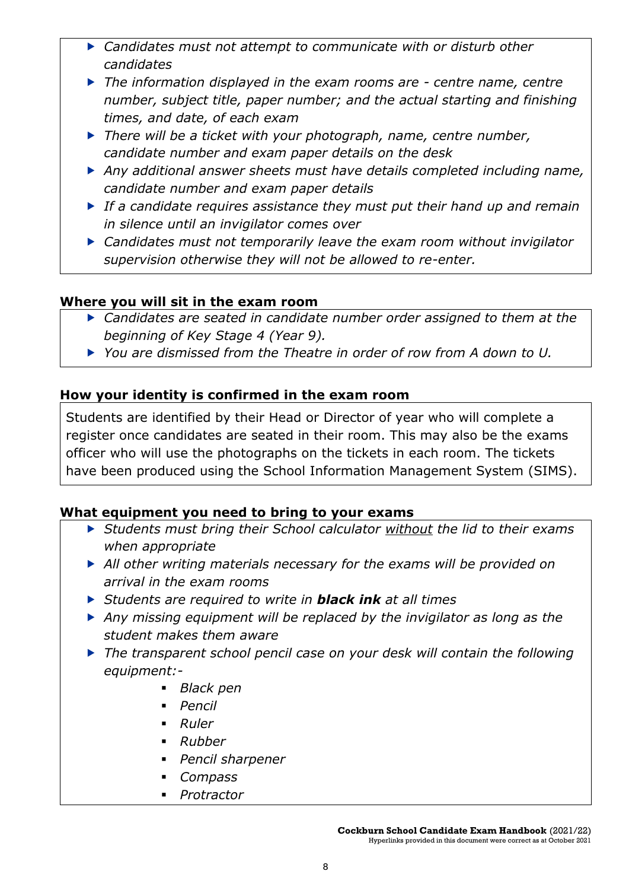- *Candidates must not attempt to communicate with or disturb other candidates*
- *The information displayed in the exam rooms are - centre name, centre number, subject title, paper number; and the actual starting and finishing times, and date, of each exam*
- *There will be a ticket with your photograph, name, centre number, candidate number and exam paper details on the desk*
- *Any additional answer sheets must have details completed including name, candidate number and exam paper details*
- *If a candidate requires assistance they must put their hand up and remain in silence until an invigilator comes over*
- *Candidates must not temporarily leave the exam room without invigilator supervision otherwise they will not be allowed to re-enter.*

**Where you will sit in the exam room**

- *Candidates are seated in candidate number order assigned to them at the beginning of Key Stage 4 (Year 9).*
- *You are dismissed from the Theatre in order of row from A down to U.*

**How your identity is confirmed in the exam room**

Students are identified by their Head or Director of year who will complete a register once candidates are seated in their room. This may also be the exams officer who will use the photographs on the tickets in each room. The tickets have been produced using the School Information Management System (SIMS).

**What equipment you need to bring to your exams**

- *Students must bring their School calculator <u>without</u> the lid to their exams when appropriate*
- *All other writing materials necessary for the exams will be provided on arrival in the exam rooms*
- *Students are required to write in **black ink** at all times*
- *Any missing equipment will be replaced by the invigilator as long as the student makes them aware*
- *The transparent school pencil case on your desk will contain the following equipment:-*
    - *Black pen*
    - *Pencil*
    - *Ruler*
    - *Rubber*
    - *Pencil sharpener*
    - *Compass*
    - *Protractor*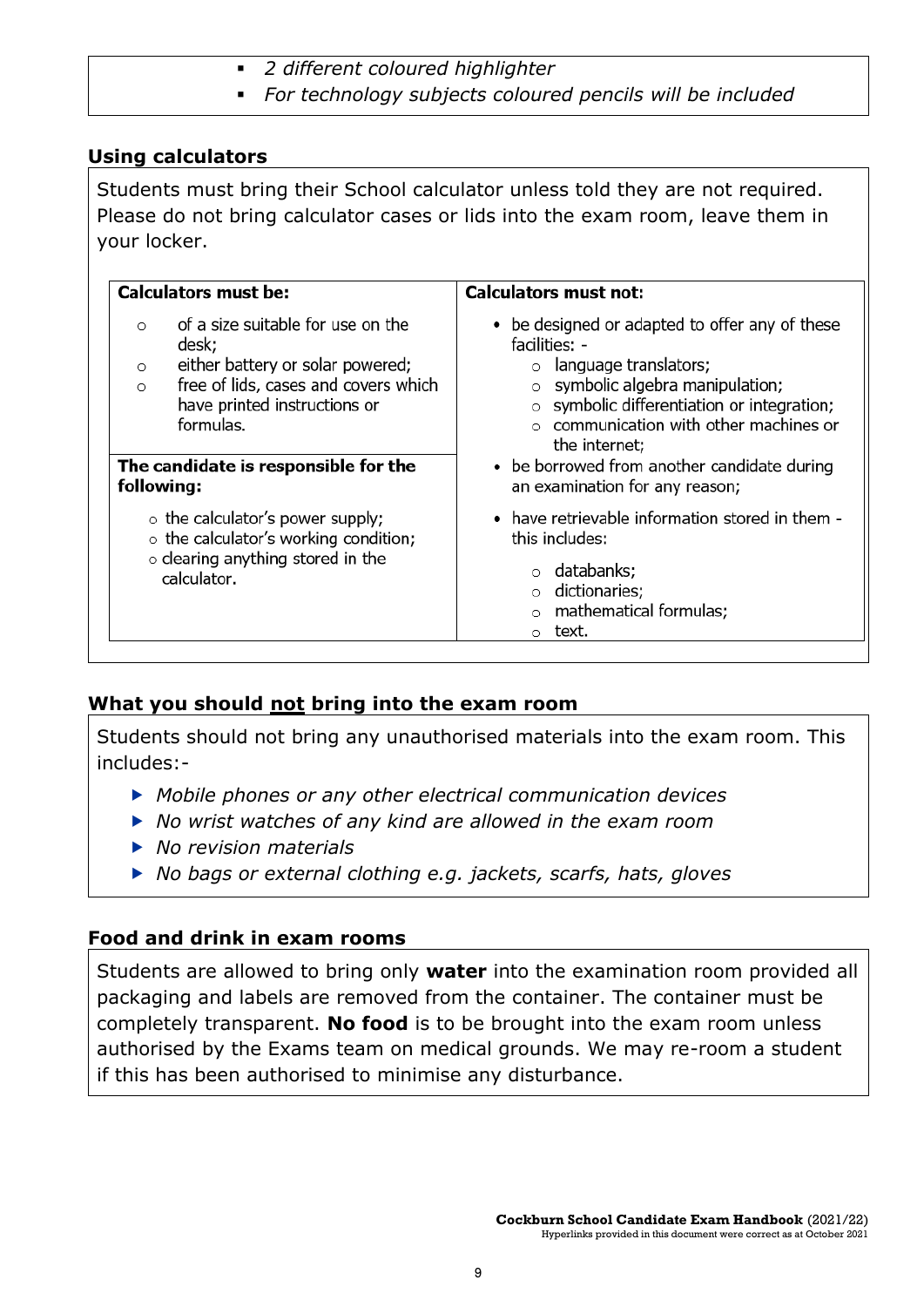- *2 different coloured highlighter*
- *For technology subjects coloured pencils will be included*

## Using calculators

Students must bring their School calculator unless told they are not required. Please do not bring calculator cases or lids into the exam room, leave them in your locker.

| **Calculators must be:** | **Calculators must not:** |
|---|---|
| ○ of a size suitable for use on the desk;<br>○ either battery or solar powered;<br>○ free of lids, cases and covers which have printed instructions or formulas. | • be designed or adapted to offer any of these facilities: -<br>○ language translators;<br>○ symbolic algebra manipulation;<br>○ symbolic differentiation or integration;<br>○ communication with other machines or the internet; |
| **The candidate is responsible for the following:**<br>○ the calculator's power supply;<br>○ the calculator's working condition;<br>○ clearing anything stored in the calculator. | • be borrowed from another candidate during an examination for any reason;<br>• have retrievable information stored in them - this includes:<br>○ databanks;<br>○ dictionaries;<br>○ mathematical formulas;<br>○ text. |

## What you should not bring into the exam room

Students should not bring any unauthorised materials into the exam room. This includes:-

- *Mobile phones or any other electrical communication devices*
- *No wrist watches of any kind are allowed in the exam room*
- *No revision materials*
- *No bags or external clothing e.g. jackets, scarfs, hats, gloves*

## Food and drink in exam rooms

Students are allowed to bring only **water** into the examination room provided all packaging and labels are removed from the container. The container must be completely transparent. **No food** is to be brought into the exam room unless authorised by the Exams team on medical grounds. We may re-room a student if this has been authorised to minimise any disturbance.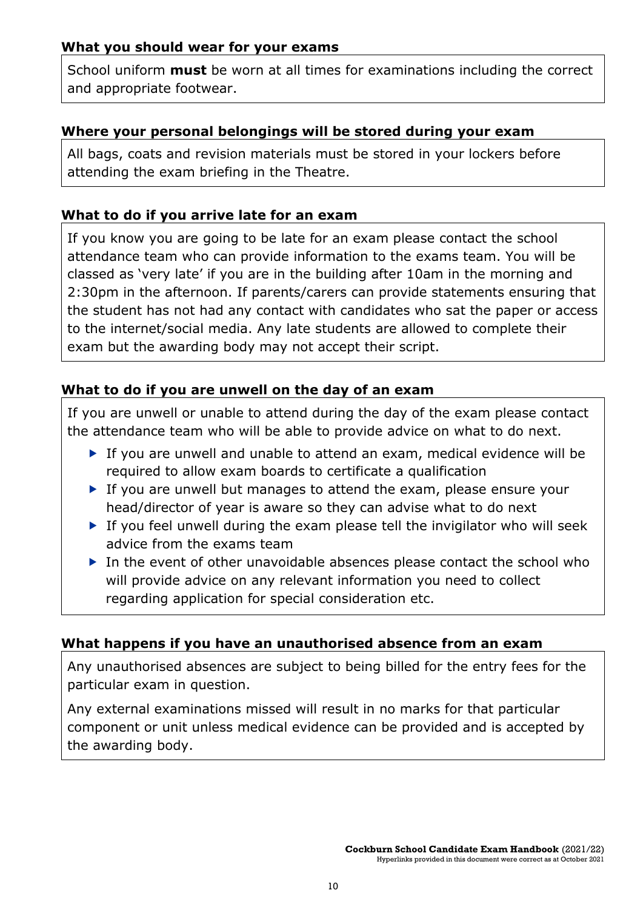### What you should wear for your exams

School uniform **must** be worn at all times for examinations including the correct and appropriate footwear.

### Where your personal belongings will be stored during your exam

All bags, coats and revision materials must be stored in your lockers before attending the exam briefing in the Theatre.

### What to do if you arrive late for an exam

If you know you are going to be late for an exam please contact the school attendance team who can provide information to the exams team. You will be classed as 'very late' if you are in the building after 10am in the morning and 2:30pm in the afternoon. If parents/carers can provide statements ensuring that the student has not had any contact with candidates who sat the paper or access to the internet/social media. Any late students are allowed to complete their exam but the awarding body may not accept their script.

### What to do if you are unwell on the day of an exam

If you are unwell or unable to attend during the day of the exam please contact the attendance team who will be able to provide advice on what to do next.

- If you are unwell and unable to attend an exam, medical evidence will be required to allow exam boards to certificate a qualification
- If you are unwell but manages to attend the exam, please ensure your head/director of year is aware so they can advise what to do next
- If you feel unwell during the exam please tell the invigilator who will seek advice from the exams team
- In the event of other unavoidable absences please contact the school who will provide advice on any relevant information you need to collect regarding application for special consideration etc.

### What happens if you have an unauthorised absence from an exam

Any unauthorised absences are subject to being billed for the entry fees for the particular exam in question.

Any external examinations missed will result in no marks for that particular component or unit unless medical evidence can be provided and is accepted by the awarding body.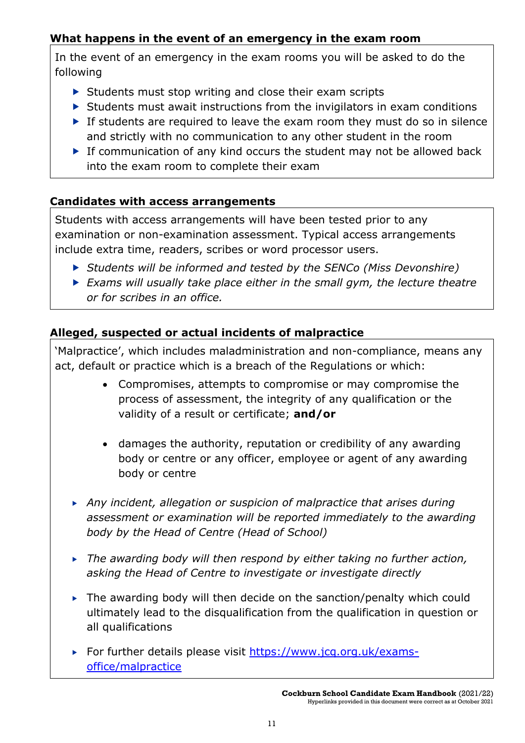### What happens in the event of an emergency in the exam room

In the event of an emergency in the exam rooms you will be asked to do the following

- Students must stop writing and close their exam scripts
- Students must await instructions from the invigilators in exam conditions
- If students are required to leave the exam room they must do so in silence and strictly with no communication to any other student in the room
- If communication of any kind occurs the student may not be allowed back into the exam room to complete their exam

### Candidates with access arrangements

Students with access arrangements will have been tested prior to any examination or non-examination assessment. Typical access arrangements include extra time, readers, scribes or word processor users.

- *Students will be informed and tested by the SENCo (Miss Devonshire)*
- *Exams will usually take place either in the small gym, the lecture theatre or for scribes in an office.*

### Alleged, suspected or actual incidents of malpractice

'Malpractice', which includes maladministration and non-compliance, means any act, default or practice which is a breach of the Regulations or which:

- Compromises, attempts to compromise or may compromise the process of assessment, the integrity of any qualification or the validity of a result or certificate; **and/or**
- damages the authority, reputation or credibility of any awarding body or centre or any officer, employee or agent of any awarding body or centre

- *Any incident, allegation or suspicion of malpractice that arises during assessment or examination will be reported immediately to the awarding body by the Head of Centre (Head of School)*
- *The awarding body will then respond by either taking no further action, asking the Head of Centre to investigate or investigate directly*
- The awarding body will then decide on the sanction/penalty which could ultimately lead to the disqualification from the qualification in question or all qualifications
- For further details please visit [https://www.jcq.org.uk/exams-office/malpractice](https://www.jcq.org.uk/exams-office/malpractice)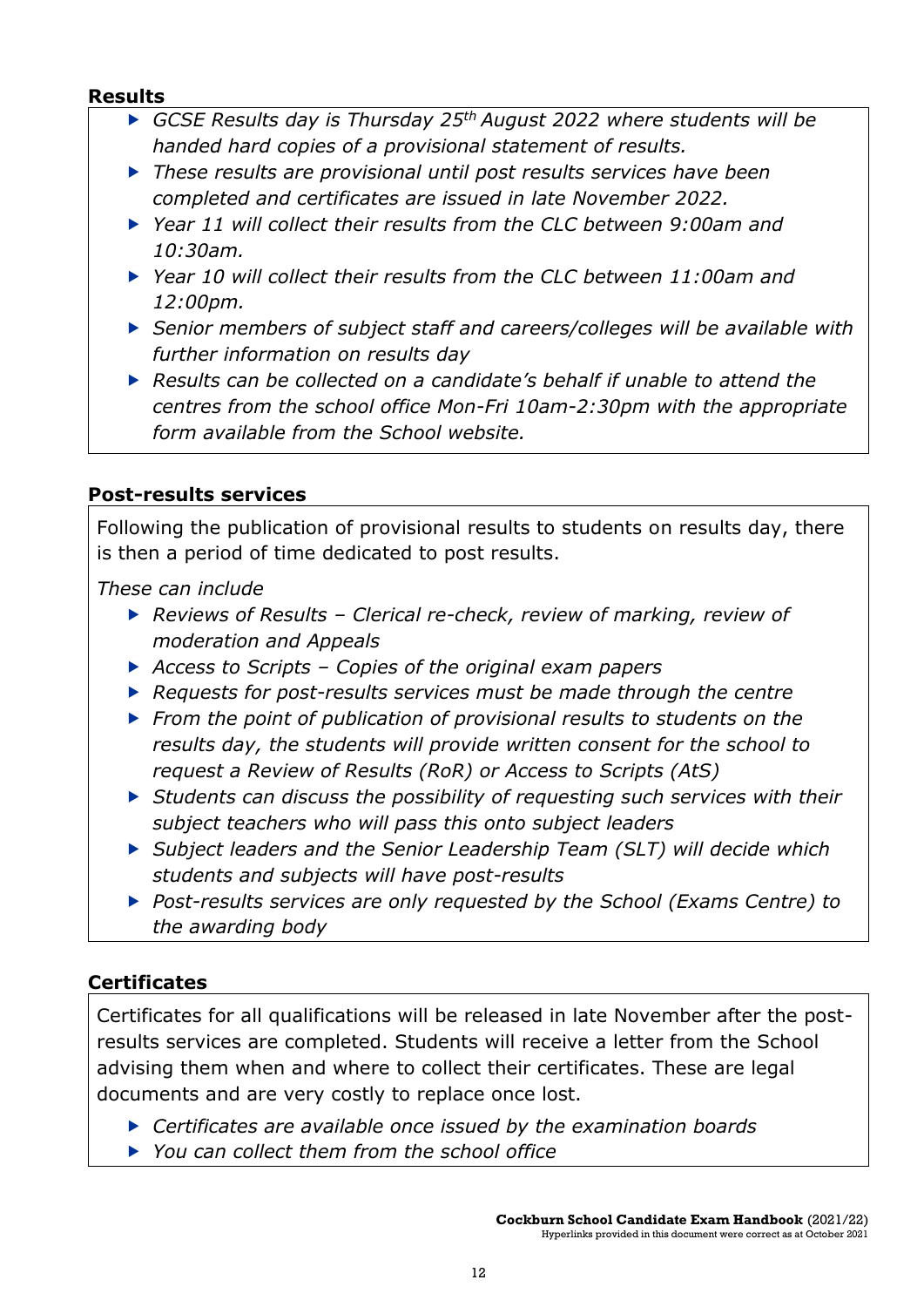**Results**

- *GCSE Results day is Thursday 25th August 2022 where students will be handed hard copies of a provisional statement of results.*
- *These results are provisional until post results services have been completed and certificates are issued in late November 2022.*
- *Year 11 will collect their results from the CLC between 9:00am and 10:30am.*
- *Year 10 will collect their results from the CLC between 11:00am and 12:00pm.*
- *Senior members of subject staff and careers/colleges will be available with further information on results day*
- *Results can be collected on a candidate's behalf if unable to attend the centres from the school office Mon-Fri 10am-2:30pm with the appropriate form available from the School website.*

**Post-results services**

Following the publication of provisional results to students on results day, there is then a period of time dedicated to post results.

*These can include*

- *Reviews of Results – Clerical re-check, review of marking, review of moderation and Appeals*
- *Access to Scripts – Copies of the original exam papers*
- *Requests for post-results services must be made through the centre*
- *From the point of publication of provisional results to students on the results day, the students will provide written consent for the school to request a Review of Results (RoR) or Access to Scripts (AtS)*
- *Students can discuss the possibility of requesting such services with their subject teachers who will pass this onto subject leaders*
- *Subject leaders and the Senior Leadership Team (SLT) will decide which students and subjects will have post-results*
- *Post-results services are only requested by the School (Exams Centre) to the awarding body*

**Certificates**

Certificates for all qualifications will be released in late November after the post-results services are completed. Students will receive a letter from the School advising them when and where to collect their certificates. These are legal documents and are very costly to replace once lost.

- *Certificates are available once issued by the examination boards*
- *You can collect them from the school office*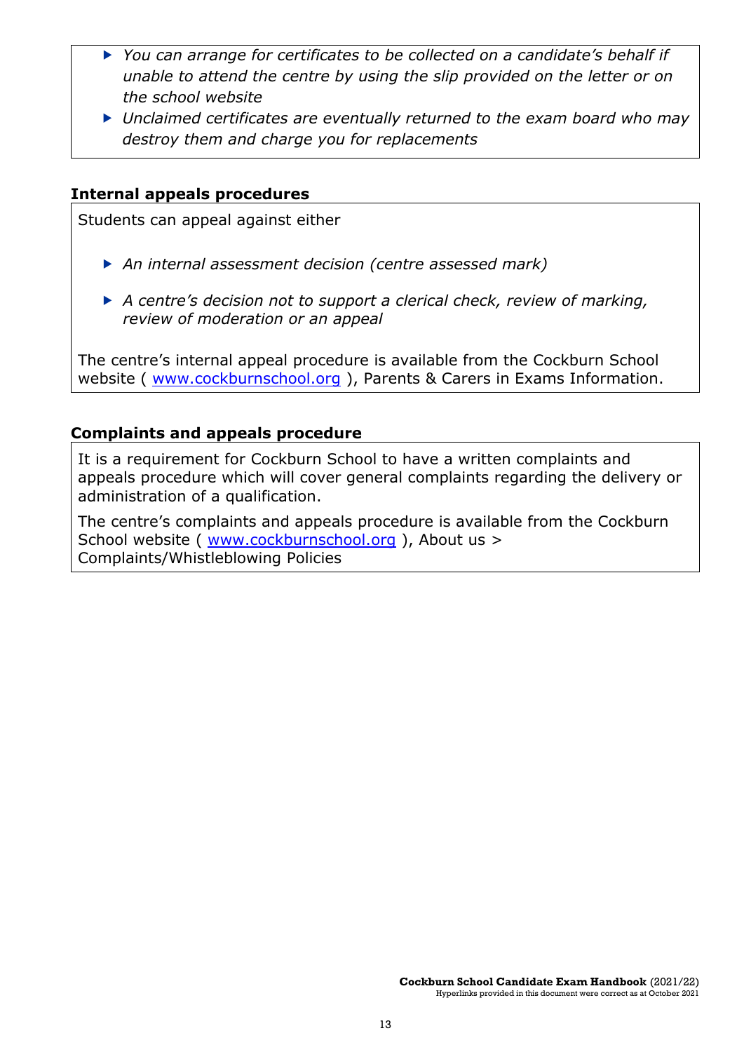- *You can arrange for certificates to be collected on a candidate's behalf if unable to attend the centre by using the slip provided on the letter or on the school website*
- *Unclaimed certificates are eventually returned to the exam board who may destroy them and charge you for replacements*

### Internal appeals procedures

Students can appeal against either

- *An internal assessment decision (centre assessed mark)*
- *A centre's decision not to support a clerical check, review of marking, review of moderation or an appeal*

The centre's internal appeal procedure is available from the Cockburn School website ( [www.cockburnschool.org](http://www.cockburnschool.org) ), Parents & Carers in Exams Information.

### Complaints and appeals procedure

It is a requirement for Cockburn School to have a written complaints and appeals procedure which will cover general complaints regarding the delivery or administration of a qualification.

The centre's complaints and appeals procedure is available from the Cockburn School website ( [www.cockburnschool.org](http://www.cockburnschool.org) ), About us > Complaints/Whistleblowing Policies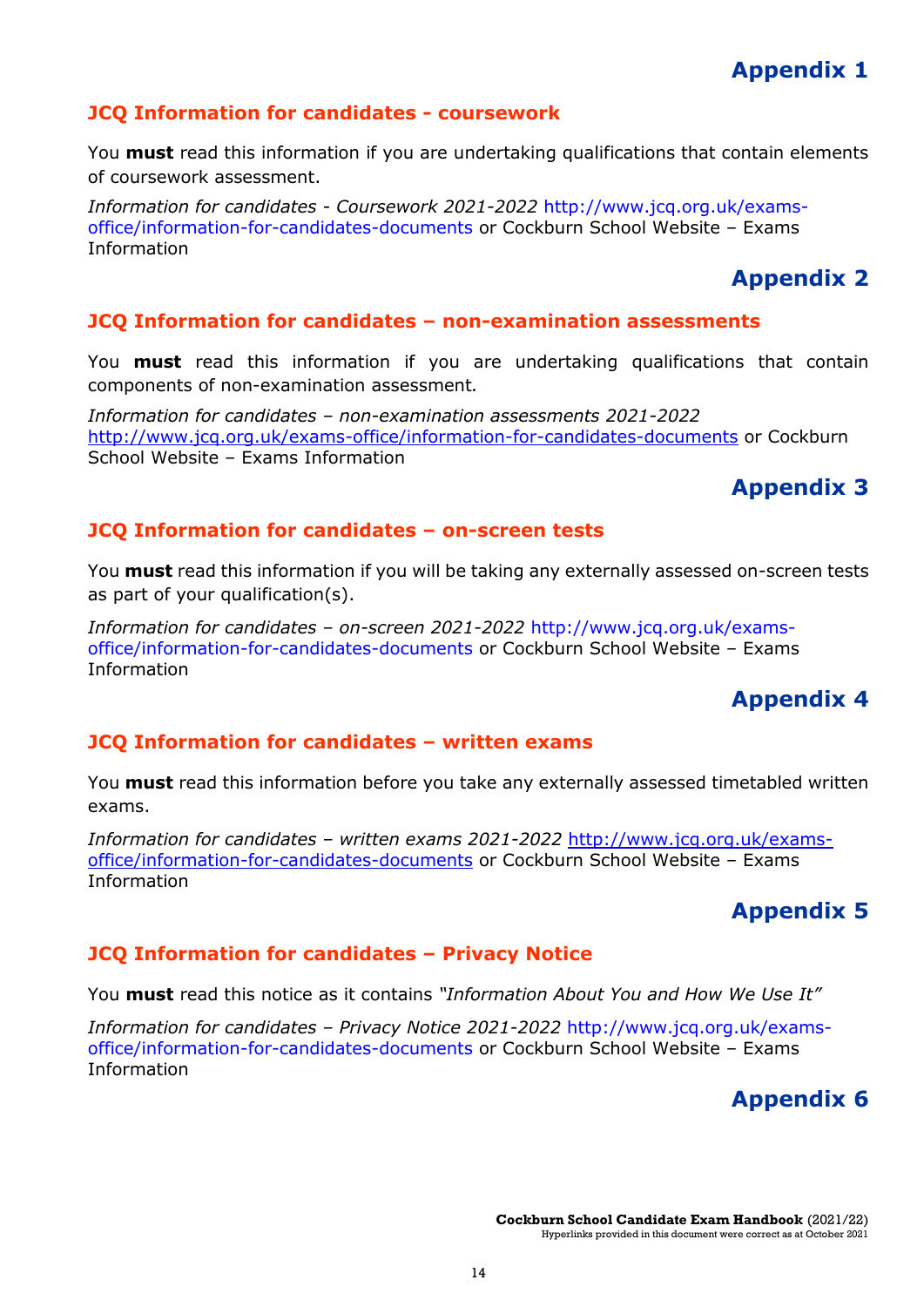# Appendix 1

## JCQ Information for candidates - coursework

You **must** read this information if you are undertaking qualifications that contain elements of coursework assessment.

*Information for candidates - Coursework 2021-2022* http://www.jcq.org.uk/exams-office/information-for-candidates-documents or Cockburn School Website – Exams Information

# Appendix 2

## JCQ Information for candidates – non-examination assessments

You **must** read this information if you are undertaking qualifications that contain components of non-examination assessment.

*Information for candidates – non-examination assessments 2021-2022* http://www.jcq.org.uk/exams-office/information-for-candidates-documents or Cockburn School Website – Exams Information

# Appendix 3

## JCQ Information for candidates – on-screen tests

You **must** read this information if you will be taking any externally assessed on-screen tests as part of your qualification(s).

*Information for candidates – on-screen 2021-2022* http://www.jcq.org.uk/exams-office/information-for-candidates-documents or Cockburn School Website – Exams Information

# Appendix 4

## JCQ Information for candidates – written exams

You **must** read this information before you take any externally assessed timetabled written exams.

*Information for candidates – written exams 2021-2022* http://www.jcq.org.uk/exams-office/information-for-candidates-documents or Cockburn School Website – Exams Information

# Appendix 5

## JCQ Information for candidates – Privacy Notice

You **must** read this notice as it contains *"Information About You and How We Use It"*

*Information for candidates – Privacy Notice 2021-2022* http://www.jcq.org.uk/exams-office/information-for-candidates-documents or Cockburn School Website – Exams Information

# Appendix 6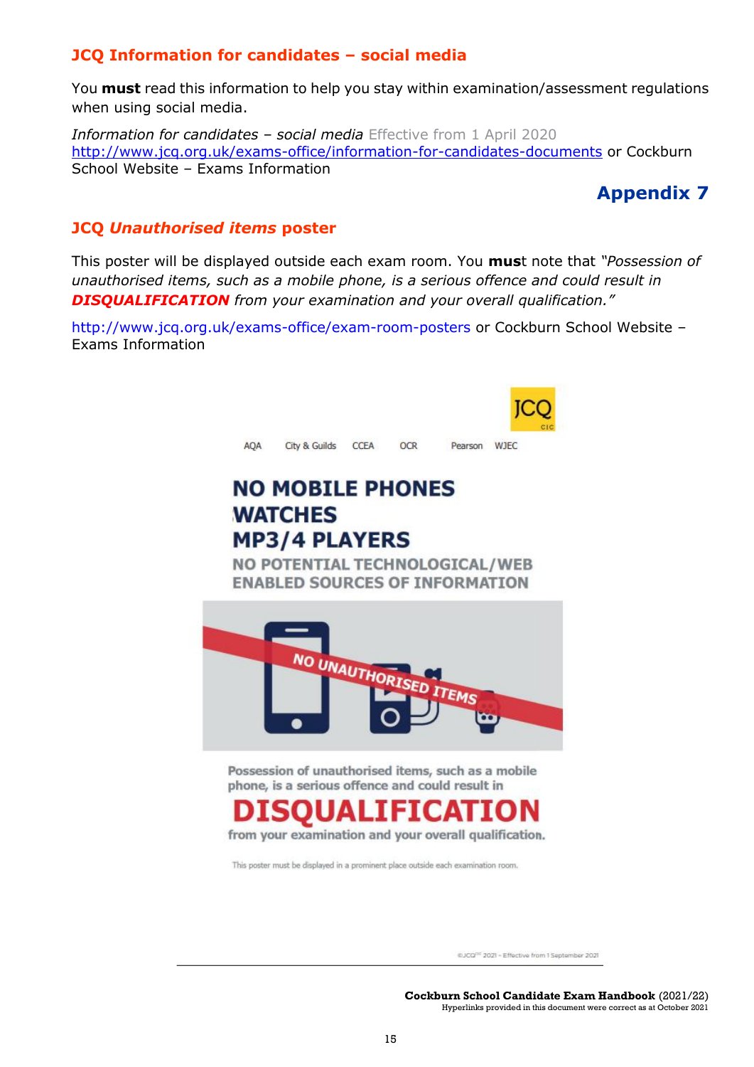## JCQ Information for candidates – social media

You **must** read this information to help you stay within examination/assessment regulations when using social media.

*Information for candidates – social media* Effective from 1 April 2020
http://www.jcq.org.uk/exams-office/information-for-candidates-documents or Cockburn School Website – Exams Information

## Appendix 7

## JCQ *Unauthorised items* poster

This poster will be displayed outside each exam room. You **mus**t note that *"Possession of unauthorised items, such as a mobile phone, is a serious offence and could result in* ***DISQUALIFICATION*** *from your examination and your overall qualification."*

http://www.jcq.org.uk/exams-office/exam-room-posters or Cockburn School Website – Exams Information

JCQ CIC

AQA City & Guilds CCEA OCR Pearson WJEC

**NO MOBILE PHONES**
**WATCHES**
**MP3/4 PLAYERS**

**NO POTENTIAL TECHNOLOGICAL/WEB ENABLED SOURCES OF INFORMATION**

NO UNAUTHORISED ITEMS

Possession of unauthorised items, such as a mobile phone, is a serious offence and could result in

**DISQUALIFICATION**

from your examination and your overall qualification.

This poster must be displayed in a prominent place outside each examination room.

©JCQ[CIC] 2021 – Effective from 1 September 2021

**Cockburn School Candidate Exam Handbook** (2021/22)
Hyperlinks provided in this document were correct as at October 2021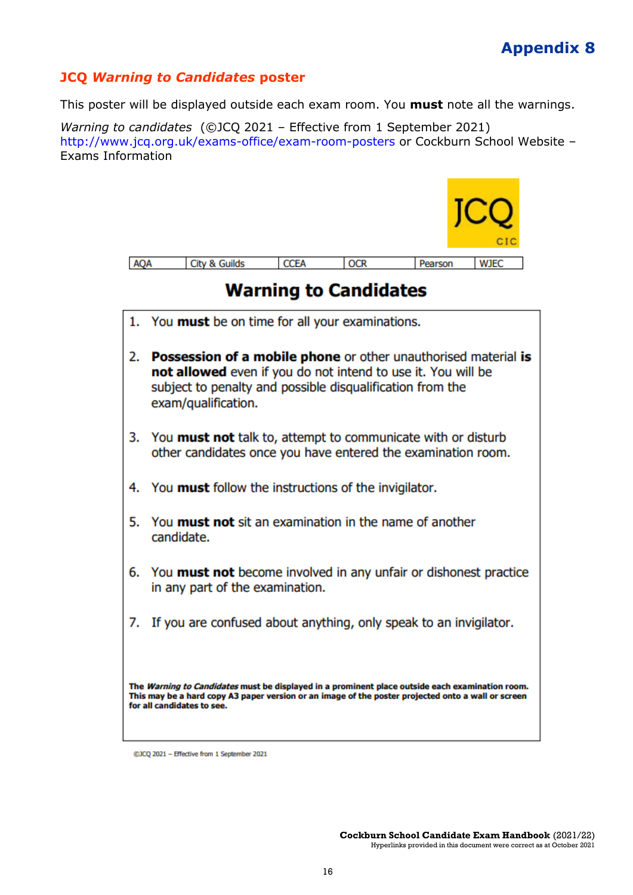# Appendix 8

## JCQ *Warning to Candidates* poster

This poster will be displayed outside each exam room. You **must** note all the warnings.

*Warning to candidates* (©JCQ 2021 – Effective from 1 September 2021)
http://www.jcq.org.uk/exams-office/exam-room-posters or Cockburn School Website – Exams Information

JCQ CIC

| AQA | City & Guilds | CCEA | OCR | Pearson | WJEC |
|---|---|---|---|---|---|

## Warning to Candidates

1. You **must** be on time for all your examinations.

2. **Possession of a mobile phone** or other unauthorised material **is not allowed** even if you do not intend to use it. You will be subject to penalty and possible disqualification from the exam/qualification.

3. You **must not** talk to, attempt to communicate with or disturb other candidates once you have entered the examination room.

4. You **must** follow the instructions of the invigilator.

5. You **must not** sit an examination in the name of another candidate.

6. You **must not** become involved in any unfair or dishonest practice in any part of the examination.

7. If you are confused about anything, only speak to an invigilator.

**The *Warning to Candidates* must be displayed in a prominent place outside each examination room. This may be a hard copy A3 paper version or an image of the poster projected onto a wall or screen for all candidates to see.**

©JCQ 2021 – Effective from 1 September 2021

**Cockburn School Candidate Exam Handbook** (2021/22)
Hyperlinks provided in this document were correct as at October 2021